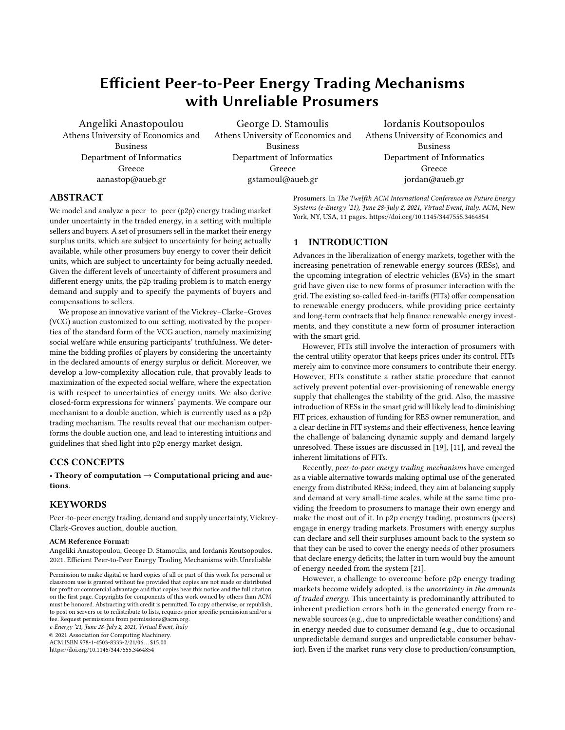# Efficient Peer-to-Peer Energy Trading Mechanisms with Unreliable Prosumers

Angeliki Anastopoulou
Athens University of Economics and Business
Department of Informatics
Greece
aanastop@aueb.gr

George D. Stamoulis
Athens University of Economics and Business
Department of Informatics
Greece
gstamoul@aueb.gr

Iordanis Koutsopoulos
Athens University of Economics and Business
Department of Informatics
Greece
jordan@aueb.gr

## ABSTRACT

We model and analyze a peer–to–peer (p2p) energy trading market under uncertainty in the traded energy, in a setting with multiple sellers and buyers. A set of prosumers sell in the market their energy surplus units, which are subject to uncertainty for being actually available, while other prosumers buy energy to cover their deficit units, which are subject to uncertainty for being actually needed. Given the different levels of uncertainty of different prosumers and different energy units, the p2p trading problem is to match energy demand and supply and to specify the payments of buyers and compensations to sellers.

We propose an innovative variant of the Vickrey–Clarke–Groves (VCG) auction customized to our setting, motivated by the properties of the standard form of the VCG auction, namely maximizing social welfare while ensuring participants' truthfulness. We determine the bidding profiles of players by considering the uncertainty in the declared amounts of energy surplus or deficit. Moreover, we develop a low-complexity allocation rule, that provably leads to maximization of the expected social welfare, where the expectation is with respect to uncertainties of energy units. We also derive closed-form expressions for winners' payments. We compare our mechanism to a double auction, which is currently used as a p2p trading mechanism. The results reveal that our mechanism outperforms the double auction one, and lead to interesting intuitions and guidelines that shed light into p2p energy market design.

## CCS CONCEPTS

• **Theory of computation** → **Computational pricing and auctions**.

## KEYWORDS

Peer-to-peer energy trading, demand and supply uncertainty, Vickrey-Clark-Groves auction, double auction.

**ACM Reference Format:**
Angeliki Anastopoulou, George D. Stamoulis, and Iordanis Koutsopoulos. 2021. Efficient Peer-to-Peer Energy Trading Mechanisms with Unreliable Prosumers. In *The Twelfth ACM International Conference on Future Energy Systems (e-Energy '21), June 28-July 2, 2021, Virtual Event, Italy.* ACM, New York, NY, USA, 11 pages. https://doi.org/10.1145/3447555.3464854

Permission to make digital or hard copies of all or part of this work for personal or classroom use is granted without fee provided that copies are not made or distributed for profit or commercial advantage and that copies bear this notice and the full citation on the first page. Copyrights for components of this work owned by others than ACM must be honored. Abstracting with credit is permitted. To copy otherwise, or republish, to post on servers or to redistribute to lists, requires prior specific permission and/or a fee. Request permissions from permissions@acm.org.
*e-Energy '21, June 28-July 2, 2021, Virtual Event, Italy*
© 2021 Association for Computing Machinery.
ACM ISBN 978-1-4503-8333-2/21/06…$15.00
https://doi.org/10.1145/3447555.3464854

## 1 INTRODUCTION

Advances in the liberalization of energy markets, together with the increasing penetration of renewable energy sources (RESs), and the upcoming integration of electric vehicles (EVs) in the smart grid have given rise to new forms of prosumer interaction with the grid. The existing so-called feed-in-tariffs (FITs) offer compensation to renewable energy producers, while providing price certainty and long-term contracts that help finance renewable energy investments, and they constitute a new form of prosumer interaction with the smart grid.

However, FITs still involve the interaction of prosumers with the central utility operator that keeps prices under its control. FITs merely aim to convince more consumers to contribute their energy. However, FITs constitute a rather static procedure that cannot actively prevent potential over-provisioning of renewable energy supply that challenges the stability of the grid. Also, the massive introduction of RESs in the smart grid will likely lead to diminishing FIT prices, exhaustion of funding for RES owner remuneration, and a clear decline in FIT systems and their effectiveness, hence leaving the challenge of balancing dynamic supply and demand largely unresolved. These issues are discussed in [19], [11], and reveal the inherent limitations of FITs.

Recently, *peer-to-peer energy trading mechanisms* have emerged as a viable alternative towards making optimal use of the generated energy from distributed RESs; indeed, they aim at balancing supply and demand at very small-time scales, while at the same time providing the freedom to prosumers to manage their own energy and make the most out of it. In p2p energy trading, prosumers (peers) engage in energy trading markets. Prosumers with energy surplus can declare and sell their surpluses amount back to the system so that they can be used to cover the energy needs of other prosumers that declare energy deficits; the latter in turn would buy the amount of energy needed from the system [21].

However, a challenge to overcome before p2p energy trading markets become widely adopted, is the *uncertainty in the amounts of traded energy*. This uncertainty is predominantly attributed to inherent prediction errors both in the generated energy from renewable sources (e.g., due to unpredictable weather conditions) and in energy needed due to consumer demand (e.g., due to occasional unpredictable demand surges and unpredictable consumer behavior). Even if the market runs very close to production/consumption,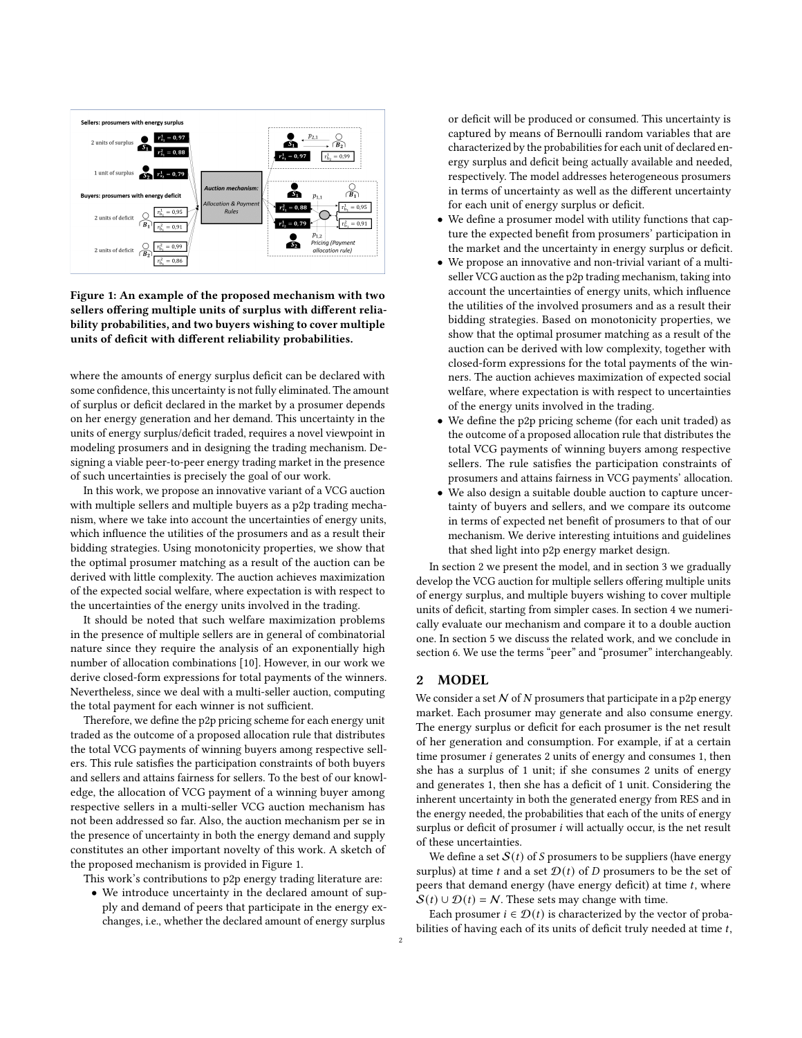Figure 1: An example of the proposed mechanism with two sellers offering multiple units of surplus with different reliability probabilities, and two buyers wishing to cover multiple units of deficit with different reliability probabilities.

where the amounts of energy surplus deficit can be declared with some confidence, this uncertainty is not fully eliminated. The amount of surplus or deficit declared in the market by a prosumer depends on her energy generation and her demand. This uncertainty in the units of energy surplus/deficit traded, requires a novel viewpoint in modeling prosumers and in designing the trading mechanism. Designing a viable peer-to-peer energy trading market in the presence of such uncertainties is precisely the goal of our work.

In this work, we propose an innovative variant of a VCG auction with multiple sellers and multiple buyers as a p2p trading mechanism, where we take into account the uncertainties of energy units, which influence the utilities of the prosumers and as a result their bidding strategies. Using monotonicity properties, we show that the optimal prosumer matching as a result of the auction can be derived with little complexity. The auction achieves maximization of the expected social welfare, where expectation is with respect to the uncertainties of the energy units involved in the trading.

It should be noted that such welfare maximization problems in the presence of multiple sellers are in general of combinatorial nature since they require the analysis of an exponentially high number of allocation combinations [10]. However, in our work we derive closed-form expressions for total payments of the winners. Nevertheless, since we deal with a multi-seller auction, computing the total payment for each winner is not sufficient.

Therefore, we define the p2p pricing scheme for each energy unit traded as the outcome of a proposed allocation rule that distributes the total VCG payments of winning buyers among respective sellers. This rule satisfies the participation constraints of both buyers and sellers and attains fairness for sellers. To the best of our knowledge, the allocation of VCG payment of a winning buyer among respective sellers in a multi-seller VCG auction mechanism has not been addressed so far. Also, the auction mechanism per se in the presence of uncertainty in both the energy demand and supply constitutes an other important novelty of this work. A sketch of the proposed mechanism is provided in Figure 1.

This work's contributions to p2p energy trading literature are:

- We introduce uncertainty in the declared amount of supply and demand of peers that participate in the energy exchanges, i.e., whether the declared amount of energy surplus or deficit will be produced or consumed. This uncertainty is captured by means of Bernoulli random variables that are characterized by the probabilities for each unit of declared energy surplus and deficit being actually available and needed, respectively. The model addresses heterogeneous prosumers in terms of uncertainty as well as the different uncertainty for each unit of energy surplus or deficit.
- We define a prosumer model with utility functions that capture the expected benefit from prosumers' participation in the market and the uncertainty in energy surplus or deficit.
- We propose an innovative and non-trivial variant of a multi-seller VCG auction as the p2p trading mechanism, taking into account the uncertainties of energy units, which influence the utilities of the involved prosumers and as a result their bidding strategies. Based on monotonicity properties, we show that the optimal prosumer matching as a result of the auction can be derived with low complexity, together with closed-form expressions for the total payments of the winners. The auction achieves maximization of expected social welfare, where expectation is with respect to uncertainties of the energy units involved in the trading.
- We define the p2p pricing scheme (for each unit traded) as the outcome of a proposed allocation rule that distributes the total VCG payments of winning buyers among respective sellers. The rule satisfies the participation constraints of prosumers and attains fairness in VCG payments' allocation.
- We also design a suitable double auction to capture uncertainty of buyers and sellers, and we compare its outcome in terms of expected net benefit of prosumers to that of our mechanism. We derive interesting intuitions and guidelines that shed light into p2p energy market design.

In section 2 we present the model, and in section 3 we gradually develop the VCG auction for multiple sellers offering multiple units of energy surplus, and multiple buyers wishing to cover multiple units of deficit, starting from simpler cases. In section 4 we numerically evaluate our mechanism and compare it to a double auction one. In section 5 we discuss the related work, and we conclude in section 6. We use the terms "peer" and "prosumer" interchangeably.

## 2 MODEL

We consider a set $\mathcal{N}$ of $N$ prosumers that participate in a p2p energy market. Each prosumer may generate and also consume energy. The energy surplus or deficit for each prosumer is the net result of her generation and consumption. For example, if at a certain time prosumer $i$ generates 2 units of energy and consumes 1, then she has a surplus of 1 unit; if she consumes 2 units of energy and generates 1, then she has a deficit of 1 unit. Considering the inherent uncertainty in both the generated energy from RES and in the energy needed, the probabilities that each of the units of energy surplus or deficit of prosumer $i$ will actually occur, is the net result of these uncertainties.

We define a set $\mathcal{S}(t)$ of $S$ prosumers to be suppliers (have energy surplus) at time $t$ and a set $\mathcal{D}(t)$ of $D$ prosumers to be the set of peers that demand energy (have energy deficit) at time $t$, where $\mathcal{S}(t) \cup \mathcal{D}(t) = \mathcal{N}$. These sets may change with time.

Each prosumer $i \in \mathcal{D}(t)$ is characterized by the vector of probabilities of having each of its units of deficit truly needed at time $t$,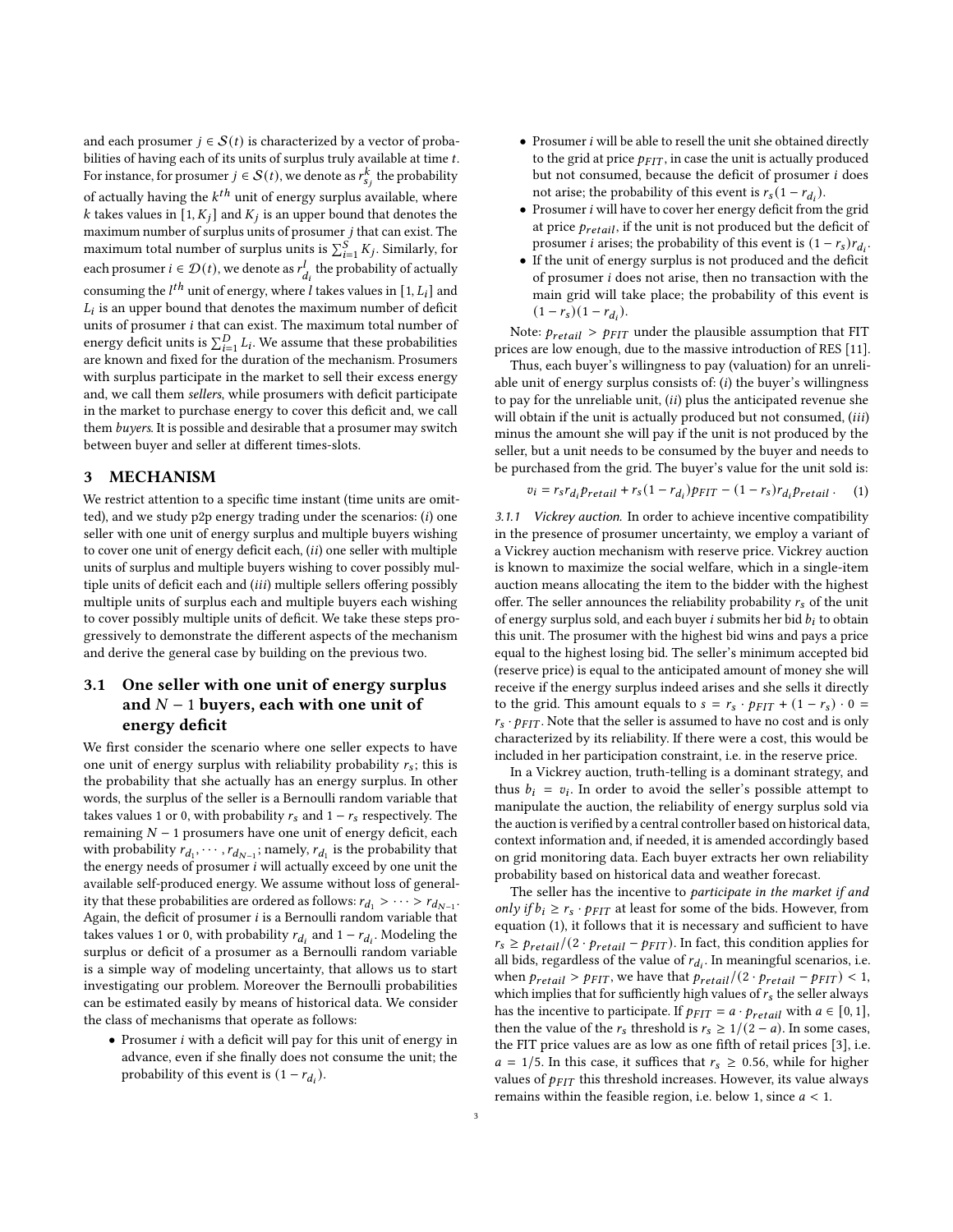and each prosumer $j \in \mathcal{S}(t)$ is characterized by a vector of probabilities of having each of its units of surplus truly available at time $t$. For instance, for prosumer $j \in \mathcal{S}(t)$, we denote as $r_{s_j}^k$ the probability of actually having the $k^{th}$ unit of energy surplus available, where $k$ takes values in $[1, K_j]$ and $K_j$ is an upper bound that denotes the maximum number of surplus units of prosumer $j$ that can exist. The maximum total number of surplus units is $\sum_{i=1}^{S} K_j$. Similarly, for each prosumer $i \in \mathcal{D}(t)$, we denote as $r_{d_i}^l$ the probability of actually consuming the $l^{th}$ unit of energy, where $l$ takes values in $[1, L_i]$ and $L_i$ is an upper bound that denotes the maximum number of deficit units of prosumer $i$ that can exist. The maximum total number of energy deficit units is $\sum_{i=1}^{D} L_i$. We assume that these probabilities are known and fixed for the duration of the mechanism. Prosumers with surplus participate in the market to sell their excess energy and, we call them *sellers*, while prosumers with deficit participate in the market to purchase energy to cover this deficit and, we call them *buyers*. It is possible and desirable that a prosumer may switch between buyer and seller at different times-slots.

## 3 MECHANISM

We restrict attention to a specific time instant (time units are omitted), and we study p2p energy trading under the scenarios: (*i*) one seller with one unit of energy surplus and multiple buyers wishing to cover one unit of energy deficit each, (*ii*) one seller with multiple units of surplus and multiple buyers wishing to cover possibly multiple units of deficit each and (*iii*) multiple sellers offering possibly multiple units of surplus each and multiple buyers each wishing to cover possibly multiple units of deficit. We take these steps progressively to demonstrate the different aspects of the mechanism and derive the general case by building on the previous two.

### 3.1 One seller with one unit of energy surplus and $N-1$ buyers, each with one unit of energy deficit

We first consider the scenario where one seller expects to have one unit of energy surplus with reliability probability $r_s$; this is the probability that she actually has an energy surplus. In other words, the surplus of the seller is a Bernoulli random variable that takes values 1 or 0, with probability $r_s$ and $1 - r_s$ respectively. The remaining $N-1$ prosumers have one unit of energy deficit, each with probability $r_{d_1}, \cdots, r_{d_{N-1}}$; namely, $r_{d_1}$ is the probability that the energy needs of prosumer $i$ will actually exceed by one unit the available self-produced energy. We assume without loss of generality that these probabilities are ordered as follows: $r_{d_1} > \cdots > r_{d_{N-1}}$. Again, the deficit of prosumer $i$ is a Bernoulli random variable that takes values 1 or 0, with probability $r_{d_i}$ and $1 - r_{d_i}$. Modeling the surplus or deficit of a prosumer as a Bernoulli random variable is a simple way of modeling uncertainty, that allows us to start investigating our problem. Moreover the Bernoulli probabilities can be estimated easily by means of historical data. We consider the class of mechanisms that operate as follows:

- Prosumer $i$ with a deficit will pay for this unit of energy in advance, even if she finally does not consume the unit; the probability of this event is $(1 - r_{d_i})$.
- Prosumer $i$ will be able to resell the unit she obtained directly to the grid at price $p_{FIT}$, in case the unit is actually produced but not consumed, because the deficit of prosumer $i$ does not arise; the probability of this event is $r_s(1 - r_{d_i})$.
- Prosumer $i$ will have to cover her energy deficit from the grid at price $p_{retail}$, if the unit is not produced but the deficit of prosumer $i$ arises; the probability of this event is $(1 - r_s)r_{d_i}$.
- If the unit of energy surplus is not produced and the deficit of prosumer $i$ does not arise, then no transaction with the main grid will take place; the probability of this event is $(1 - r_s)(1 - r_{d_i})$.

Note: $p_{retail} > p_{FIT}$ under the plausible assumption that FIT prices are low enough, due to the massive introduction of RES [11].

Thus, each buyer's willingness to pay (valuation) for an unreliable unit of energy surplus consists of: (*i*) the buyer's willingness to pay for the unreliable unit, (*ii*) plus the anticipated revenue she will obtain if the unit is actually produced but not consumed, (*iii*) minus the amount she will pay if the unit is not produced by the seller, but a unit needs to be consumed by the buyer and needs to be purchased from the grid. The buyer's value for the unit sold is:

$$v_i = r_s r_{d_i} p_{retail} + r_s(1 - r_{d_i}) p_{FIT} - (1 - r_s) r_{d_i} p_{retail}\,. \quad (1)$$

#### 3.1.1 *Vickrey auction.*

In order to achieve incentive compatibility in the presence of prosumer uncertainty, we employ a variant of a Vickrey auction mechanism with reserve price. Vickrey auction is known to maximize the social welfare, which in a single-item auction means allocating the item to the bidder with the highest offer. The seller announces the reliability probability $r_s$ of the unit of energy surplus sold, and each buyer $i$ submits her bid $b_i$ to obtain this unit. The prosumer with the highest bid wins and pays a price equal to the highest losing bid. The seller's minimum accepted bid (reserve price) is equal to the anticipated amount of money she will receive if the energy surplus indeed arises and she sells it directly to the grid. This amount equals to $s = r_s \cdot p_{FIT} + (1 - r_s) \cdot 0 = r_s \cdot p_{FIT}$. Note that the seller is assumed to have no cost and is only characterized by its reliability. If there were a cost, this would be included in her participation constraint, i.e. in the reserve price.

In a Vickrey auction, truth-telling is a dominant strategy, and thus $b_i = v_i$. In order to avoid the seller's possible attempt to manipulate the auction, the reliability of energy surplus sold via the auction is verified by a central controller based on historical data, context information and, if needed, it is amended accordingly based on grid monitoring data. Each buyer extracts her own reliability probability based on historical data and weather forecast.

The seller has the incentive to *participate in the market if and only if* $b_i \geq r_s \cdot p_{FIT}$ at least for some of the bids. However, from equation (1), it follows that it is necessary and sufficient to have $r_s \geq p_{retail}/(2 \cdot p_{retail} - p_{FIT})$. In fact, this condition applies for all bids, regardless of the value of $r_{d_i}$. In meaningful scenarios, i.e. when $p_{retail} > p_{FIT}$, we have that $p_{retail}/(2 \cdot p_{retail} - p_{FIT}) < 1$, which implies that for sufficiently high values of $r_s$ the seller always has the incentive to participate. If $p_{FIT} = a \cdot p_{retail}$ with $a \in [0, 1]$, then the value of the $r_s$ threshold is $r_s \geq 1/(2 - a)$. In some cases, the FIT price values are as low as one fifth of retail prices [3], i.e. $a = 1/5$. In this case, it suffices that $r_s \geq 0.56$, while for higher values of $p_{FIT}$ this threshold increases. However, its value always remains within the feasible region, i.e. below 1, since $a < 1$.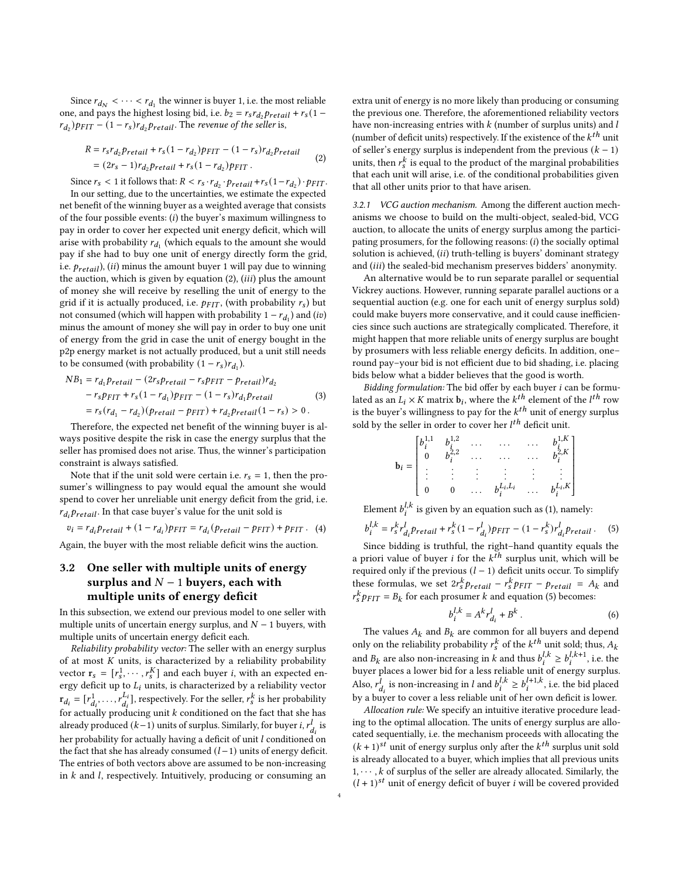Since $r_{d_N} < \cdots < r_{d_1}$ the winner is buyer 1, i.e. the most reliable one, and pays the highest losing bid, i.e. $b_2 = r_s r_{d_2} p_{retail} + r_s(1 - r_{d_2})p_{FIT} - (1 - r_s)r_{d_2}p_{retail}$. The *revenue of the seller* is,

$$
\begin{aligned}
R &= r_s r_{d_2} p_{retail} + r_s(1 - r_{d_2})p_{FIT} - (1 - r_s)r_{d_2}p_{retail} \\
&= (2r_s - 1)r_{d_2}p_{retail} + r_s(1 - r_{d_2})p_{FIT} \,.
\end{aligned} \tag{2}
$$

Since $r_s < 1$ it follows that: $R < r_s \cdot r_{d_2} \cdot p_{retail} + r_s(1 - r_{d_2}) \cdot p_{FIT}$.

In our setting, due to the uncertainties, we estimate the expected net benefit of the winning buyer as a weighted average that consists of the four possible events: (*i*) the buyer's maximum willingness to pay in order to cover her expected unit energy deficit, which will arise with probability $r_{d_1}$ (which equals to the amount she would pay if she had to buy one unit of energy directly form the grid, i.e. $p_{retail}$), (*ii*) minus the amount buyer 1 will pay due to winning the auction, which is given by equation (2), (*iii*) plus the amount of money she will receive by reselling the unit of energy to the grid if it is actually produced, i.e. $p_{FIT}$, (with probability $r_s$) but not consumed (which will happen with probability $1 - r_{d_1}$) and (*iv*) minus the amount of money she will pay in order to buy one unit of energy from the grid in case the unit of energy bought in the p2p energy market is not actually produced, but a unit still needs to be consumed (with probability $(1 - r_s)r_{d_1}$).

$$
\begin{aligned}
NB_1 &= r_{d_1}p_{retail} - (2r_s p_{retail} - r_s p_{FIT} - p_{retail})r_{d_2} \\
&\quad - r_s p_{FIT} + r_s(1 - r_{d_1})p_{FIT} - (1 - r_s)r_{d_1}p_{retail} \\
&= r_s(r_{d_1} - r_{d_2})(p_{retail} - p_{FIT}) + r_{d_2}p_{retail}(1 - r_s) > 0 \,.
\end{aligned} \tag{3}
$$

Therefore, the expected net benefit of the winning buyer is always positive despite the risk in case the energy surplus that the seller has promised does not arise. Thus, the winner's participation constraint is always satisfied.

Note that if the unit sold were certain i.e. $r_s = 1$, then the prosumer's willingness to pay would equal the amount she would spend to cover her unreliable unit energy deficit from the grid, i.e. $r_{d_i}p_{retail}$. In that case buyer's value for the unit sold is

$$
v_i = r_{d_i}p_{retail} + (1 - r_{d_i})p_{FIT} = r_{d_i}(p_{retail} - p_{FIT}) + p_{FIT} \,. \tag{4}
$$

Again, the buyer with the most reliable deficit wins the auction.

## 3.2 One seller with multiple units of energy surplus and $N - 1$ buyers, each with multiple units of energy deficit

In this subsection, we extend our previous model to one seller with multiple units of uncertain energy surplus, and $N - 1$ buyers, with multiple units of uncertain energy deficit each.

*Reliability probability vector:* The seller with an energy surplus of at most $K$ units, is characterized by a reliability probability vector $\mathbf{r}_s = [r_s^1, \cdots, r_s^K]$ and each buyer $i$, with an expected energy deficit up to $L_i$ units, is characterized by a reliability vector $\mathbf{r}_{d_i} = [r_{d_i}^1, \ldots, r_{d_i}^{L_i}]$, respectively. For the seller, $r_s^k$ is her probability for actually producing unit $k$ conditioned on the fact that she has already produced $(k-1)$ units of surplus. Similarly, for buyer $i$, $r_{d_i}^l$ is her probability for actually having a deficit of unit $l$ conditioned on the fact that she has already consumed $(l-1)$ units of energy deficit. The entries of both vectors above are assumed to be non-increasing in $k$ and $l$, respectively. Intuitively, producing or consuming an extra unit of energy is no more likely than producing or consuming the previous one. Therefore, the aforementioned reliability vectors have non-increasing entries with $k$ (number of surplus units) and $l$ (number of deficit units) respectively. If the existence of the $k^{th}$ unit of seller's energy surplus is independent from the previous $(k - 1)$ units, then $r_s^k$ is equal to the product of the marginal probabilities that each unit will arise, i.e. of the conditional probabilities given that all other units prior to that have arisen.

### 3.2.1 VCG auction mechanism.

Among the different auction mechanisms we choose to build on the multi-object, sealed-bid, VCG auction, to allocate the units of energy surplus among the participating prosumers, for the following reasons: (*i*) the socially optimal solution is achieved, (*ii*) truth-telling is buyers' dominant strategy and (*iii*) the sealed-bid mechanism preserves bidders' anonymity.

An alternative would be to run separate parallel or sequential Vickrey auctions. However, running separate parallel auctions or a sequential auction (e.g. one for each unit of energy surplus sold) could make buyers more conservative, and it could cause inefficiencies since such auctions are strategically complicated. Therefore, it might happen that more reliable units of energy surplus are bought by prosumers with less reliable energy deficits. In addition, one–round pay–your bid is not efficient due to bid shading, i.e. placing bids below what a bidder believes that the good is worth.

*Bidding formulation:* The bid offer by each buyer $i$ can be formulated as an $L_i \times K$ matrix $\mathbf{b}_i$, where the $k^{th}$ element of the $l^{th}$ row is the buyer's willingness to pay for the $k^{th}$ unit of energy surplus sold by the seller in order to cover her $l^{th}$ deficit unit.

$$
\mathbf{b}_i = \begin{bmatrix}
b_i^{1,1} & b_i^{1,2} & \ldots & \ldots & \ldots & b_i^{1,K} \\
0 & b_i^{2,2} & \ldots & \ldots & \ldots & b_i^{2,K} \\
\vdots & \vdots & \vdots & \vdots & \vdots & \vdots \\
0 & 0 & \ldots & b_i^{L_i,L_i} & \ldots & b_i^{L_i,K}
\end{bmatrix}
$$

Element $b_i^{l,k}$ is given by an equation such as (1), namely:

$$
b_i^{l,k} = r_s^k r_{d_i}^l p_{retail} + r_s^k(1 - r_{d_i}^l)p_{FIT} - (1 - r_s^k)r_{d_i}^l p_{retail} \,. \tag{5}
$$

Since bidding is truthful, the right–hand quantity equals the a priori value of buyer $i$ for the $k^{th}$ surplus unit, which will be required only if the previous $(l - 1)$ deficit units occur. To simplify these formulas, we set $2r_s^k p_{retail} - r_s^k p_{FIT} - p_{retail} = A_k$ and $r_s^k p_{FIT} = B_k$ for each prosumer $k$ and equation (5) becomes:

$$
b_i^{l,k} = A^k r_{d_i}^l + B^k \,. \tag{6}
$$

The values $A_k$ and $B_k$ are common for all buyers and depend only on the reliability probability $r_s^k$ of the $k^{th}$ unit sold; thus, $A_k$ and $B_k$ are also non-increasing in $k$ and thus $b_i^{l,k} \geq b_i^{l,k+1}$, i.e. the buyer places a lower bid for a less reliable unit of energy surplus. Also, $r_{d_i}^l$ is non-increasing in $l$ and $b_i^{l,k} \geq b_i^{l+1,k}$, i.e. the bid placed by a buyer to cover a less reliable unit of her own deficit is lower.

*Allocation rule:* We specify an intuitive iterative procedure leading to the optimal allocation. The units of energy surplus are allocated sequentially, i.e. the mechanism proceeds with allocating the $(k + 1)^{st}$ unit of energy surplus only after the $k^{th}$ surplus unit sold is already allocated to a buyer, which implies that all previous units $1, \cdots, k$ of surplus of the seller are already allocated. Similarly, the $(l + 1)^{st}$ unit of energy deficit of buyer $i$ will be covered provided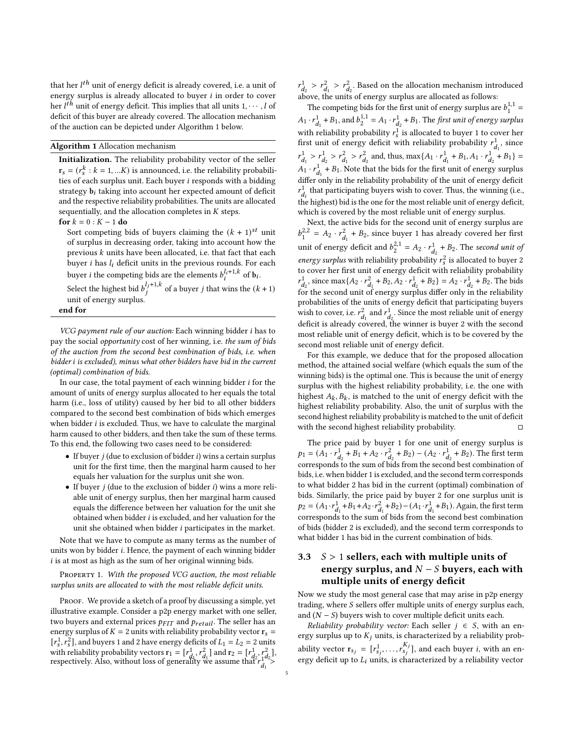that her $l^{th}$ unit of energy deficit is already covered, i.e. a unit of energy surplus is already allocated to buyer $i$ in order to cover her $l^{th}$ unit of energy deficit. This implies that all units $1, \cdots, l$ of deficit of this buyer are already covered. The allocation mechanism of the auction can be depicted under Algorithm 1 below.

**Algorithm 1** Allocation mechanism

**Initialization.** The reliability probability vector of the seller $\mathbf{r}_s = (r_s^k : k = 1, ...K)$ is announced, i.e. the reliability probabilities of each surplus unit. Each buyer $i$ responds with a bidding strategy $\mathbf{b}_i$ taking into account her expected amount of deficit and the respective reliability probabilities. The units are allocated sequentially, and the allocation completes in $K$ steps.

**for** $k = 0 : K - 1$ **do**

  Sort competing bids of buyers claiming the $(k+1)^{st}$ unit of surplus in decreasing order, taking into account how the previous $k$ units have been allocated, i.e. that fact that each buyer $i$ has $l_i$ deficit units in the previous rounds. For each buyer $i$ the competing bids are the elements $b_i^{l_i+1,k}$ of $\mathbf{b}_i$.

  Select the highest bid $b_j^{l_j+1,k}$ of a buyer $j$ that wins the $(k+1)$ unit of energy surplus.

**end for**

*VCG payment rule of our auction:* Each winning bidder $i$ has to pay the social *opportunity* cost of her winning, i.e. *the sum of bids of the auction from the second best combination of bids, i.e. when bidder i is excluded), minus what other bidders have bid in the current (optimal) combination of bids.*

In our case, the total payment of each winning bidder $i$ for the amount of units of energy surplus allocated to her equals the total harm (i.e., loss of utility) caused by her bid to all other bidders compared to the second best combination of bids which emerges when bidder $i$ is excluded. Thus, we have to calculate the marginal harm caused to other bidders, and then take the sum of these terms. To this end, the following two cases need to be considered:

- If buyer $j$ (due to exclusion of bidder $i$) wins a certain surplus unit for the first time, then the marginal harm caused to her equals her valuation for the surplus unit she won.
- If buyer $j$ (due to the exclusion of bidder $i$) wins a more reliable unit of energy surplus, then her marginal harm caused equals the difference between her valuation for the unit she obtained when bidder $i$ is excluded, and her valuation for the unit she obtained when bidder $i$ participates in the market.

Note that we have to compute as many terms as the number of units won by bidder $i$. Hence, the payment of each winning bidder $i$ is at most as high as the sum of her original winning bids.

Property 1. *With the proposed VCG auction, the most reliable surplus units are allocated to with the most reliable deficit units.*

Proof. We provide a sketch of a proof by discussing a simple, yet illustrative example. Consider a p2p energy market with one seller, two buyers and external prices $p_{FIT}$ and $p_{retail}$. The seller has an energy surplus of $K = 2$ units with reliability probability vector $\mathbf{r}_s = [r_s^1, r_s^2]$, and buyers 1 and 2 have energy deficits of $L_1 = L_2 = 2$ units with reliability probability vectors $\mathbf{r}_1 = [r_{d_1}^1, r_{d_1}^2]$ and $\mathbf{r}_2 = [r_{d_2}^1, r_{d_2}^2]$, respectively. Also, without loss of generality we assume that $r_{d_1}^1 > r_{d_2}^1 > r_{d_1}^2 > r_{d_2}^2$. Based on the allocation mechanism introduced above, the units of energy surplus are allocated as follows:

The competing bids for the first unit of energy surplus are $b_1^{1,1} = A_1 \cdot r_{d_1}^1 + B_1$, and $b_2^{1,1} = A_1 \cdot r_{d_2}^1 + B_1$. The *first unit of energy surplus* with reliability probability $r_s^1$ is allocated to buyer 1 to cover her first unit of energy deficit with reliability probability $r_{d_1}^1$, since $r_{d_1}^1 > r_{d_2}^1 > r_{d_1}^2 > r_{d_2}^2$ and, thus, $\max\{A_1 \cdot r_{d_1}^1 + B_1, A_1 \cdot r_{d_2}^1 + B_1\} = A_1 \cdot r_{d_1}^1 + B_1$. Note that the bids for the first unit of energy surplus differ only in the reliability probability of the unit of energy deficit $r_{d_i}^1$ that participating buyers wish to cover. Thus, the winning (i.e., the highest) bid is the one for the most reliable unit of energy deficit, which is covered by the most reliable unit of energy surplus.

Next, the active bids for the second unit of energy surplus are $b_1^{2,2} = A_2 \cdot r_{d_1}^2 + B_2$, since buyer 1 has already covered her first unit of energy deficit and $b_2^{2,1} = A_2 \cdot r_{d_2}^1 + B_2$. The *second unit of energy surplus* with reliability probability $r_s^2$ is allocated to buyer 2 to cover her first unit of energy deficit with reliability probability $r_{d_2}^1$, since $\max\{A_2 \cdot r_{d_1}^2 + B_2, A_2 \cdot r_{d_2}^1 + B_2\} = A_2 \cdot r_{d_2}^1 + B_2$. The bids for the second unit of energy surplus differ only in the reliability probabilities of the units of energy deficit that participating buyers wish to cover, i.e. $r_{d_1}^2$ and $r_{d_2}^1$. Since the most reliable unit of energy deficit is already covered, the winner is buyer 2 with the second most reliable unit of energy deficit, which is to be covered by the second most reliable unit of energy deficit.

For this example, we deduce that for the proposed allocation method, the attained social welfare (which equals the sum of the winning bids) is the optimal one. This is because the unit of energy surplus with the highest reliability probability, i.e. the one with highest $A_k, B_k$, is matched to the unit of energy deficit with the highest reliability probability. Also, the unit of surplus with the second highest reliability probability is matched to the unit of deficit with the second highest reliability probability. □

The price paid by buyer 1 for one unit of energy surplus is $p_1 = (A_1 \cdot r_{d_2}^1 + B_1 + A_2 \cdot r_{d_2}^2 + B_2) - (A_2 \cdot r_{d_2}^1 + B_2)$. The first term corresponds to the sum of bids from the second best combination of bids, i.e. when bidder 1 is excluded, and the second term corresponds to what bidder 2 has bid in the current (optimal) combination of bids. Similarly, the price paid by buyer 2 for one surplus unit is $p_2 = (A_1 \cdot r_{d_1}^1 + B_1 + A_2 \cdot r_{d_1}^2 + B_2) - (A_1 \cdot r_{d_1}^1 + B_1)$. Again, the first term corresponds to the sum of bids from the second best combination of bids (bidder 2 is excluded), and the second term corresponds to what bidder 1 has bid in the current combination of bids.

### 3.3 $S > 1$ sellers, each with multiple units of energy surplus, and $N - S$ buyers, each with multiple units of energy deficit

Now we study the most general case that may arise in p2p energy trading, where $S$ sellers offer multiple units of energy surplus each, and $(N - S)$ buyers wish to cover multiple deficit units each.

*Reliability probability vector:* Each seller $j \in S$, with an energy surplus up to $K_j$ units, is characterized by a reliability probability vector $\mathbf{r}_{s_j} = [r_{s_j}^1, \ldots, r_{s_j}^{K_j}]$, and each buyer $i$, with an energy deficit up to $L_i$ units, is characterized by a reliability vector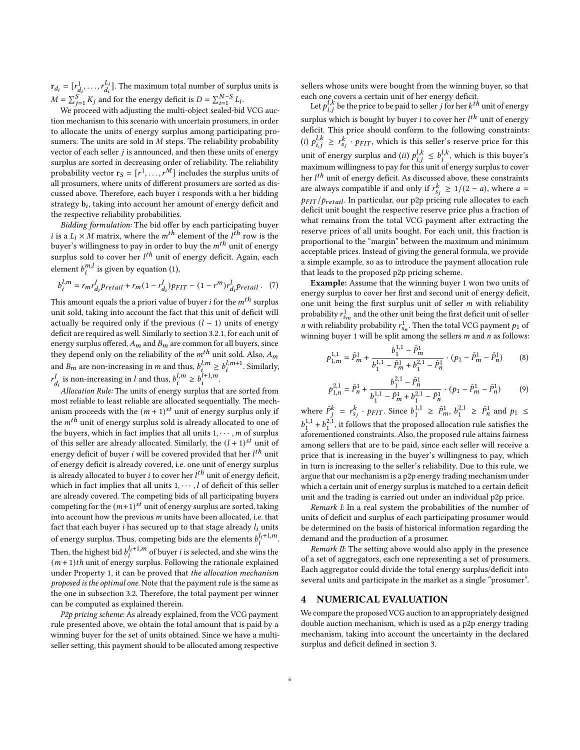$\mathbf{r}_{d_i} = [r^1_{d_i}, \ldots, r^{L_i}_{d_i}]$. The maximum total number of surplus units is $M = \sum_{j=1}^{S} K_j$ and for the energy deficit is $D = \sum_{i=1}^{N-S} L_i$.

We proceed with adjusting the multi-object sealed-bid VCG auction mechanism to this scenario with uncertain prosumers, in order to allocate the units of energy surplus among participating prosumers. The units are sold in $M$ steps. The reliability probability vector of each seller $j$ is announced, and then these units of energy surplus are sorted in decreasing order of reliability. The reliability probability vector $\mathbf{r}_S = [r^1, \ldots, r^M]$ includes the surplus units of all prosumers, where units of different prosumers are sorted as discussed above. Therefore, each buyer $i$ responds with a her bidding strategy $\mathbf{b}_i$, taking into account her amount of energy deficit and the respective reliability probabilities.

*Bidding formulation:* The bid offer by each participating buyer $i$ is a $L_i \times M$ matrix, where the $m^{th}$ element of the $l^{th}$ row is the buyer's willingness to pay in order to buy the $m^{th}$ unit of energy surplus sold to cover her $l^{th}$ unit of energy deficit. Again, each element $b^{m,l}_i$ is given by equation (1),

$$b^{l,m}_i = r_m r^l_{d_i} p_{retail} + r_m(1 - r^l_{d_i}) p_{FIT} - (1 - r^m) r^l_{d_i} p_{retail}\,. \quad (7)$$

This amount equals the a priori value of buyer $i$ for the $m^{th}$ surplus unit sold, taking into account the fact that this unit of deficit will actually be required only if the previous $(l-1)$ units of energy deficit are required as well. Similarly to section 3.2.1, for each unit of energy surplus offered, $A_m$ and $B_m$ are common for all buyers, since they depend only on the reliability of the $m^{th}$ unit sold. Also, $A_m$ and $B_m$ are non-increasing in $m$ and thus, $b^{l,m}_i \geq b^{l,m+1}_i$. Similarly, $r^l_{d_i}$ is non-increasing in $l$ and thus, $b^{l,m}_i \geq b^{l+1,m}_i$.

*Allocation Rule:* The units of energy surplus that are sorted from most reliable to least reliable are allocated sequentially. The mechanism proceeds with the $(m+1)^{st}$ unit of energy surplus only if the $m^{th}$ unit of energy surplus sold is already allocated to one of the buyers, which in fact implies that all units $1, \cdots, m$ of surplus of this seller are already allocated. Similarly, the $(l+1)^{st}$ unit of energy deficit of buyer $i$ will be covered provided that her $l^{th}$ unit of energy deficit is already covered, i.e. one unit of energy surplus is already allocated to buyer $i$ to cover her $l^{th}$ unit of energy deficit, which in fact implies that all units $1, \cdots, l$ of deficit of this seller are already covered. The competing bids of all participating buyers competing for the $(m+1)^{st}$ unit of energy surplus are sorted, taking into account how the previous $m$ units have been allocated, i.e. that fact that each buyer $i$ has secured up to that stage already $l_i$ units of energy surplus. Thus, competing bids are the elements $b^{l_i+1,m}_i$. Then, the highest bid $b^{l_i+1,m}_i$ of buyer $i$ is selected, and she wins the $(m+1)th$ unit of energy surplus. Following the rationale explained under Property 1, it can be proved that *the allocation mechanism proposed is the optimal one.* Note that the payment rule is the same as the one in subsection 3.2. Therefore, the total payment per winner can be computed as explained therein.

*P2p pricing scheme:* As already explained, from the VCG payment rule presented above, we obtain the total amount that is paid by a winning buyer for the set of units obtained. Since we have a multi-seller setting, this payment should to be allocated among respective sellers whose units were bought from the winning buyer, so that each one covers a certain unit of her energy deficit.

Let $p^{l,k}_{i,j}$ be the price to be paid to seller $j$ for her $k^{th}$ unit of energy surplus which is bought by buyer $i$ to cover her $l^{th}$ unit of energy deficit. This price should conform to the following constraints: (*i*) $p^{l,k}_{i,j} \geq r^k_{s_j} \cdot p_{FIT}$, which is this seller's reserve price for this unit of energy surplus and (*ii*) $p^{l,k}_{i,j} \leq b^{l,k}_i$, which is this buyer's maximum willingness to pay for this unit of energy surplus to cover her $l^{th}$ unit of energy deficit. As discussed above, these constraints are always compatible if and only if $r^k_{s_j} \geq 1/(2-a)$, where $a = p_{FIT}/p_{retail}$. In particular, our p2p pricing rule allocates to each deficit unit bought the respective reserve price plus a fraction of what remains from the total VCG payment after extracting the reserve prices of all units bought. For each unit, this fraction is proportional to the "margin" between the maximum and minimum acceptable prices. Instead of giving the general formula, we provide a simple example, so as to introduce the payment allocation rule that leads to the proposed p2p pricing scheme.

**Example:** Assume that the winning buyer 1 won two units of energy surplus to cover her first and second unit of energy deficit, one unit being the first surplus unit of seller $m$ with reliability probability $r^1_{s_m}$ and the other unit being the first deficit unit of seller $n$ with reliability probability $r^1_{s_n}$. Then the total VCG payment $p_1$ of winning buyer 1 will be split among the sellers $m$ and $n$ as follows:

$$p^{1,1}_{1,m} = \tilde{P}^1_m + \frac{b^{1,1}_1 - \tilde{P}^1_m}{b^{1,1}_1 - \tilde{P}^1_m + b^{2,1}_1 - \tilde{P}^1_n} \cdot (p_1 - \tilde{P}^1_m - \tilde{P}^1_n) \quad (8)$$

$$p^{2,1}_{1,n} = \tilde{P}^1_n + \frac{b^{2,1}_1 - \tilde{P}^1_n}{b^{1,1}_1 - \tilde{P}^1_m + b^{2,1}_1 - \tilde{P}^1_n} \cdot (p_1 - \tilde{P}^1_m - \tilde{P}^1_n) \quad (9)$$

where $\tilde{P}^k_j = r^k_{s_j} \cdot p_{FIT}$. Since $b^{1,1}_1 \geq \tilde{P}^1_m$, $b^{2,1}_1 \geq \tilde{P}^1_n$ and $p_1 \leq b^{1,1}_1 + b^{2,1}_1$, it follows that the proposed allocation rule satisfies the aforementioned constraints. Also, the proposed rule attains fairness among sellers that are to be paid, since each seller will receive a price that is increasing in the buyer's willingness to pay, which in turn is increasing to the seller's reliability. Due to this rule, we argue that our mechanism is a p2p energy trading mechanism under which a certain unit of energy surplus is matched to a certain deficit unit and the trading is carried out under an individual p2p price.

*Remark I*: In a real system the probabilities of the number of units of deficit and surplus of each participating prosumer would be determined on the basis of historical information regarding the demand and the production of a prosumer.

*Remark II*: The setting above would also apply in the presence of a set of aggregators, each one representing a set of prosumers. Each aggregator could divide the total energy surplus/deficit into several units and participate in the market as a single "prosumer".

## 4 NUMERICAL EVALUATION

We compare the proposed VCG auction to an appropriately designed double auction mechanism, which is used as a p2p energy trading mechanism, taking into account the uncertainty in the declared surplus and deficit defined in section 3.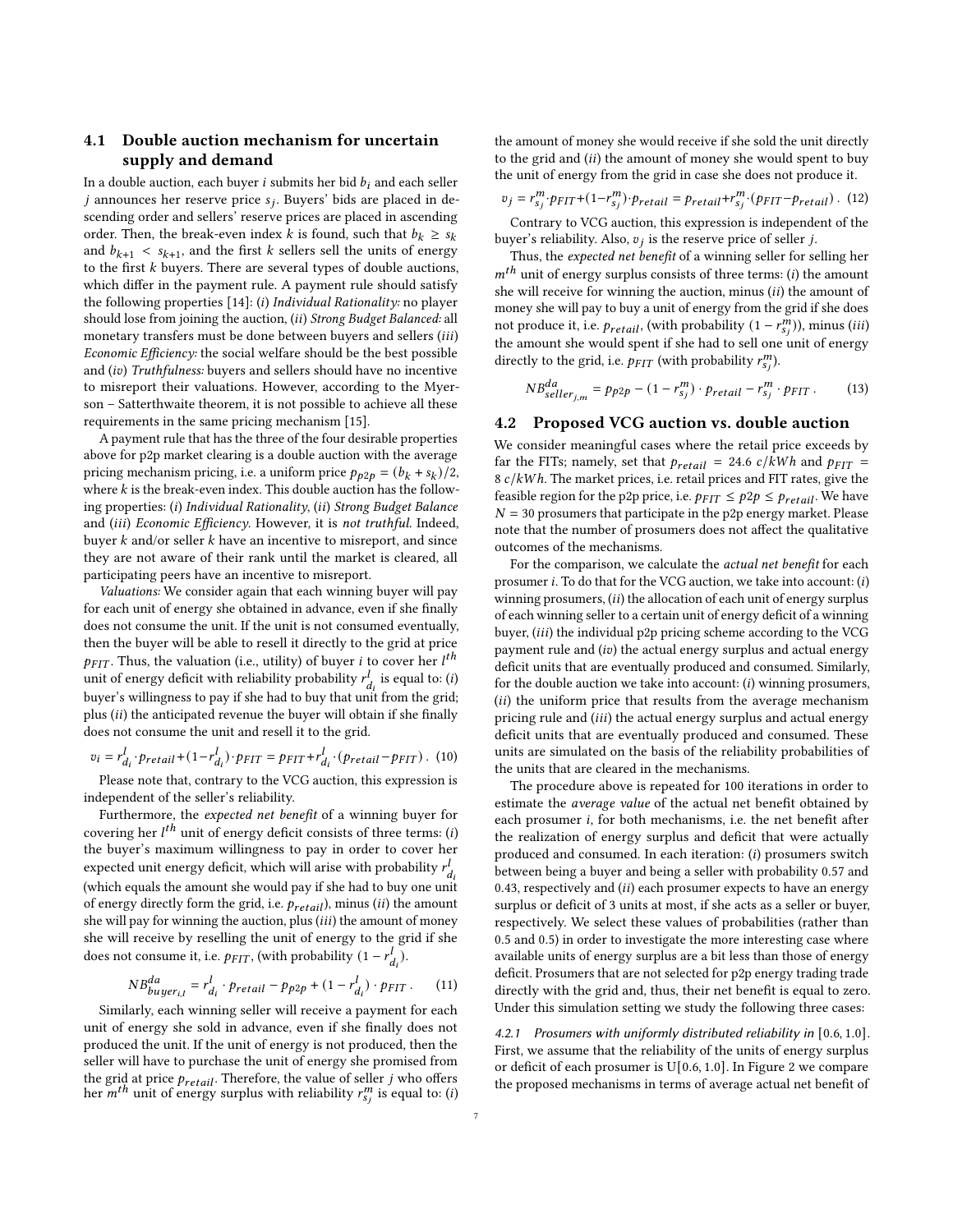## 4.1 Double auction mechanism for uncertain supply and demand

In a double auction, each buyer $i$ submits her bid $b_i$ and each seller $j$ announces her reserve price $s_j$. Buyers' bids are placed in descending order and sellers' reserve prices are placed in ascending order. Then, the break-even index $k$ is found, such that $b_k \geq s_k$ and $b_{k+1} < s_{k+1}$, and the first $k$ sellers sell the units of energy to the first $k$ buyers. There are several types of double auctions, which differ in the payment rule. A payment rule should satisfy the following properties [14]: (*i*) *Individual Rationality:* no player should lose from joining the auction, (*ii*) *Strong Budget Balanced:* all monetary transfers must be done between buyers and sellers (*iii*) *Economic Efficiency:* the social welfare should be the best possible and (*iv*) *Truthfulness:* buyers and sellers should have no incentive to misreport their valuations. However, according to the Myerson – Satterthwaite theorem, it is not possible to achieve all these requirements in the same pricing mechanism [15].

A payment rule that has the three of the four desirable properties above for p2p market clearing is a double auction with the average pricing mechanism pricing, i.e. a uniform price $p_{p2p} = (b_k + s_k)/2$, where $k$ is the break-even index. This double auction has the following properties: (*i*) *Individual Rationality*, (*ii*) *Strong Budget Balance* and (*iii*) *Economic Efficiency*. However, it is *not truthful*. Indeed, buyer $k$ and/or seller $k$ have an incentive to misreport, and since they are not aware of their rank until the market is cleared, all participating peers have an incentive to misreport.

*Valuations:* We consider again that each winning buyer will pay for each unit of energy she obtained in advance, even if she finally does not consume the unit. If the unit is not consumed eventually, then the buyer will be able to resell it directly to the grid at price $p_{FIT}$. Thus, the valuation (i.e., utility) of buyer $i$ to cover her $l^{th}$ unit of energy deficit with reliability probability $r^l_{d_i}$ is equal to: (*i*) buyer's willingness to pay if she had to buy that unit from the grid; plus (*ii*) the anticipated revenue the buyer will obtain if she finally does not consume the unit and resell it to the grid.

$$v_i = r^l_{d_i} \cdot p_{retail} + (1 - r^l_{d_i}) \cdot p_{FIT} = p_{FIT} + r^l_{d_i} \cdot (p_{retail} - p_{FIT}) . \quad (10)$$

Please note that, contrary to the VCG auction, this expression is independent of the seller's reliability.

Furthermore, the *expected net benefit* of a winning buyer for covering her $l^{th}$ unit of energy deficit consists of three terms: (*i*) the buyer's maximum willingness to pay in order to cover her expected unit energy deficit, which will arise with probability $r^l_{d_i}$ (which equals the amount she would pay if she had to buy one unit of energy directly form the grid, i.e. $p_{retail}$), minus (*ii*) the amount she will pay for winning the auction, plus (*iii*) the amount of money she will receive by reselling the unit of energy to the grid if she does not consume it, i.e. $p_{FIT}$, (with probability $(1 - r^l_{d_i})$.

$$NB^{da}_{buyer_{i,l}} = r^l_{d_i} \cdot p_{retail} - p_{p2p} + (1 - r^l_{d_i}) \cdot p_{FIT} . \quad (11)$$

Similarly, each winning seller will receive a payment for each unit of energy she sold in advance, even if she finally does not produced the unit. If the unit of energy is not produced, then the seller will have to purchase the unit of energy she promised from the grid at price $p_{retail}$. Therefore, the value of seller $j$ who offers her $m^{th}$ unit of energy surplus with reliability $r^m_{s_j}$ is equal to: (*i*) the amount of money she would receive if she sold the unit directly to the grid and (*ii*) the amount of money she would spent to buy the unit of energy from the grid in case she does not produce it.

$$v_j = r^m_{s_j} \cdot p_{FIT} + (1 - r^m_{s_j}) \cdot p_{retail} = p_{retail} + r^m_{s_j} \cdot (p_{FIT} - p_{retail}) . \quad (12)$$

Contrary to VCG auction, this expression is independent of the buyer's reliability. Also, $v_j$ is the reserve price of seller $j$.

Thus, the *expected net benefit* of a winning seller for selling her $m^{th}$ unit of energy surplus consists of three terms: (*i*) the amount she will receive for winning the auction, minus (*ii*) the amount of money she will pay to buy a unit of energy from the grid if she does not produce it, i.e. $p_{retail}$, (with probability $(1 - r^m_{s_j})$), minus (*iii*) the amount she would spent if she had to sell one unit of energy directly to the grid, i.e. $p_{FIT}$ (with probability $r^m_{s_j}$).

$$NB^{da}_{seller_{j,m}} = p_{p2p} - (1 - r^m_{s_j}) \cdot p_{retail} - r^m_{s_j} \cdot p_{FIT} . \quad (13)$$

## 4.2 Proposed VCG auction vs. double auction

We consider meaningful cases where the retail price exceeds by far the FITs; namely, set that $p_{retail} = 24.6\ c/kWh$ and $p_{FIT} = 8\ c/kWh$. The market prices, i.e. retail prices and FIT rates, give the feasible region for the p2p price, i.e. $p_{FIT} \leq p2p \leq p_{retail}$. We have $N = 30$ prosumers that participate in the p2p energy market. Please note that the number of prosumers does not affect the qualitative outcomes of the mechanisms.

For the comparison, we calculate the *actual net benefit* for each prosumer $i$. To do that for the VCG auction, we take into account: (*i*) winning prosumers, (*ii*) the allocation of each unit of energy surplus of each winning seller to a certain unit of energy deficit of a winning buyer, (*iii*) the individual p2p pricing scheme according to the VCG payment rule and (*iv*) the actual energy surplus and actual energy deficit units that are eventually produced and consumed. Similarly, for the double auction we take into account: (*i*) winning prosumers, (*ii*) the uniform price that results from the average mechanism pricing rule and (*iii*) the actual energy surplus and actual energy deficit units that are eventually produced and consumed. These units are simulated on the basis of the reliability probabilities of the units that are cleared in the mechanisms.

The procedure above is repeated for 100 iterations in order to estimate the *average value* of the actual net benefit obtained by each prosumer $i$, for both mechanisms, i.e. the net benefit after the realization of energy surplus and deficit that were actually produced and consumed. In each iteration: (*i*) prosumers switch between being a buyer and being a seller with probability 0.57 and 0.43, respectively and (*ii*) each prosumer expects to have an energy surplus or deficit of 3 units at most, if she acts as a seller or buyer, respectively. We select these values of probabilities (rather than 0.5 and 0.5) in order to investigate the more interesting case where available units of energy surplus are a bit less than those of energy deficit. Prosumers that are not selected for p2p energy trading trade directly with the grid and, thus, their net benefit is equal to zero. Under this simulation setting we study the following three cases:

*4.2.1 Prosumers with uniformly distributed reliability in* $[0.6, 1.0]$. First, we assume that the reliability of the units of energy surplus or deficit of each prosumer is U$[0.6, 1.0]$. In Figure 2 we compare the proposed mechanisms in terms of average actual net benefit of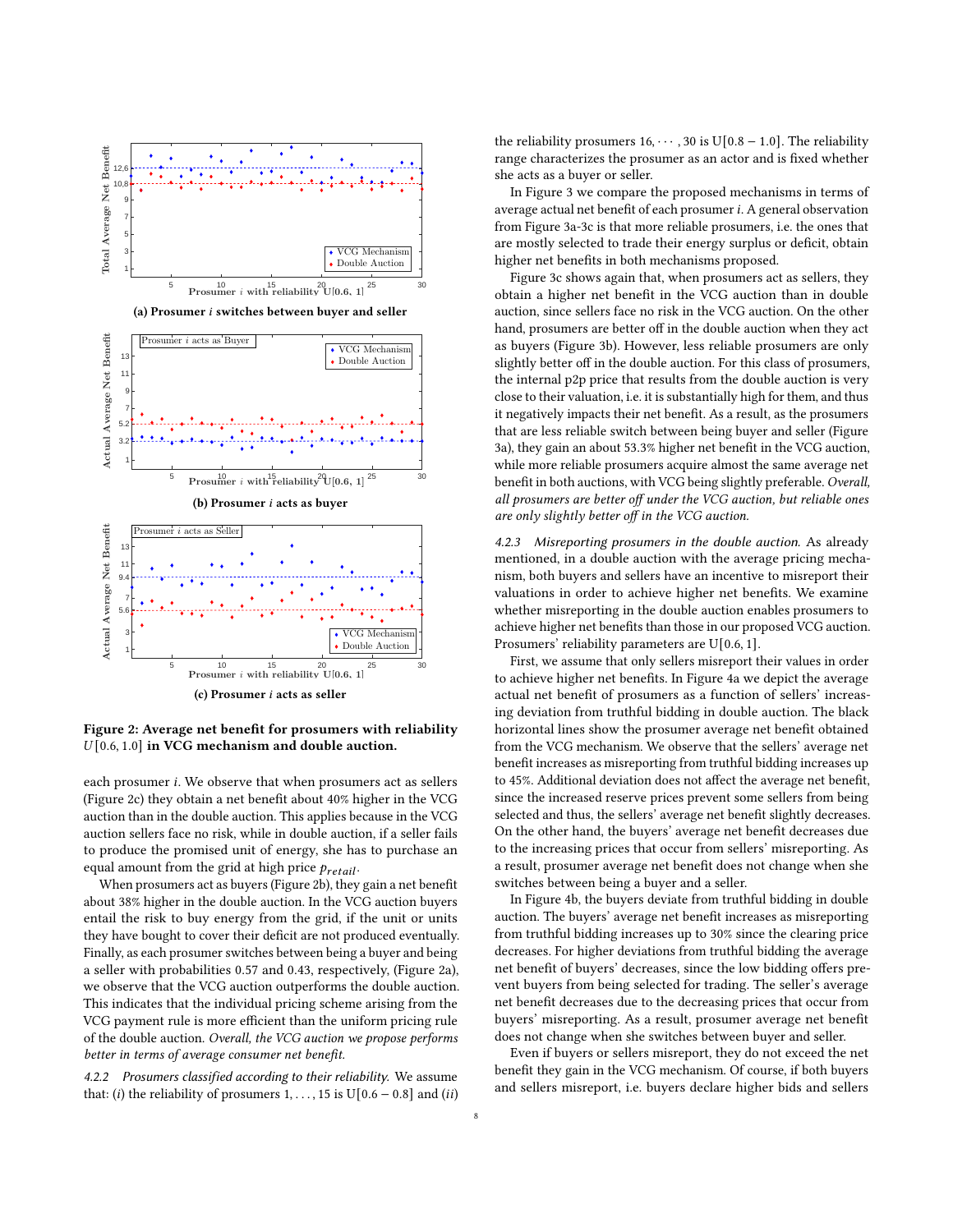(a) Prosumer $i$ switches between buyer and seller

(b) Prosumer $i$ acts as buyer

(c) Prosumer $i$ acts as seller

**Figure 2: Average net benefit for prosumers with reliability $U[0.6, 1.0]$ in VCG mechanism and double auction.**

each prosumer $i$. We observe that when prosumers act as sellers (Figure 2c) they obtain a net benefit about 40% higher in the VCG auction than in the double auction. This applies because in the VCG auction sellers face no risk, while in double auction, if a seller fails to produce the promised unit of energy, she has to purchase an equal amount from the grid at high price $p_{retail}$.

When prosumers act as buyers (Figure 2b), they gain a net benefit about 38% higher in the double auction. In the VCG auction buyers entail the risk to buy energy from the grid, if the unit or units they have bought to cover their deficit are not produced eventually. Finally, as each prosumer switches between being a buyer and being a seller with probabilities 0.57 and 0.43, respectively, (Figure 2a), we observe that the VCG auction outperforms the double auction. This indicates that the individual pricing scheme arising from the VCG payment rule is more efficient than the uniform pricing rule of the double auction. *Overall, the VCG auction we propose performs better in terms of average consumer net benefit.*

#### 4.2.2 Prosumers classified according to their reliability.

We assume that: (*i*) the reliability of prosumers $1, \ldots, 15$ is $U[0.6 - 0.8]$ and (*ii*) the reliability prosumers $16, \cdots, 30$ is $U[0.8 - 1.0]$. The reliability range characterizes the prosumer as an actor and is fixed whether she acts as a buyer or seller.

In Figure 3 we compare the proposed mechanisms in terms of average actual net benefit of each prosumer $i$. A general observation from Figure 3a-3c is that more reliable prosumers, i.e. the ones that are mostly selected to trade their energy surplus or deficit, obtain higher net benefits in both mechanisms proposed.

Figure 3c shows again that, when prosumers act as sellers, they obtain a higher net benefit in the VCG auction than in double auction, since sellers face no risk in the VCG auction. On the other hand, prosumers are better off in the double auction when they act as buyers (Figure 3b). However, less reliable prosumers are only slightly better off in the double auction. For this class of prosumers, the internal p2p price that results from the double auction is very close to their valuation, i.e. it is substantially high for them, and thus it negatively impacts their net benefit. As a result, as the prosumers that are less reliable switch between being buyer and seller (Figure 3a), they gain an about 53.3% higher net benefit in the VCG auction, while more reliable prosumers acquire almost the same average net benefit in both auctions, with VCG being slightly preferable. *Overall, all prosumers are better off under the VCG auction, but reliable ones are only slightly better off in the VCG auction.*

#### 4.2.3 Misreporting prosumers in the double auction.

As already mentioned, in a double auction with the average pricing mechanism, both buyers and sellers have an incentive to misreport their valuations in order to achieve higher net benefits. We examine whether misreporting in the double auction enables prosumers to achieve higher net benefits than those in our proposed VCG auction. Prosumers' reliability parameters are $U[0.6, 1]$.

First, we assume that only sellers misreport their values in order to achieve higher net benefits. In Figure 4a we depict the average actual net benefit of prosumers as a function of sellers' increasing deviation from truthful bidding in double auction. The black horizontal lines show the prosumer average net benefit obtained from the VCG mechanism. We observe that the sellers' average net benefit increases as misreporting from truthful bidding increases up to 45%. Additional deviation does not affect the average net benefit, since the increased reserve prices prevent some sellers from being selected and thus, the sellers' average net benefit slightly decreases. On the other hand, the buyers' average net benefit decreases due to the increasing prices that occur from sellers' misreporting. As a result, prosumer average net benefit does not change when she switches between being a buyer and a seller.

In Figure 4b, the buyers deviate from truthful bidding in double auction. The buyers' average net benefit increases as misreporting from truthful bidding increases up to 30% since the clearing price decreases. For higher deviations from truthful bidding the average net benefit of buyers' decreases, since the low bidding offers prevent buyers from being selected for trading. The seller's average net benefit decreases due to the decreasing prices that occur from buyers' misreporting. As a result, prosumer average net benefit does not change when she switches between buyer and seller.

Even if buyers or sellers misreport, they do not exceed the net benefit they gain in the VCG mechanism. Of course, if both buyers and sellers misreport, i.e. buyers declare higher bids and sellers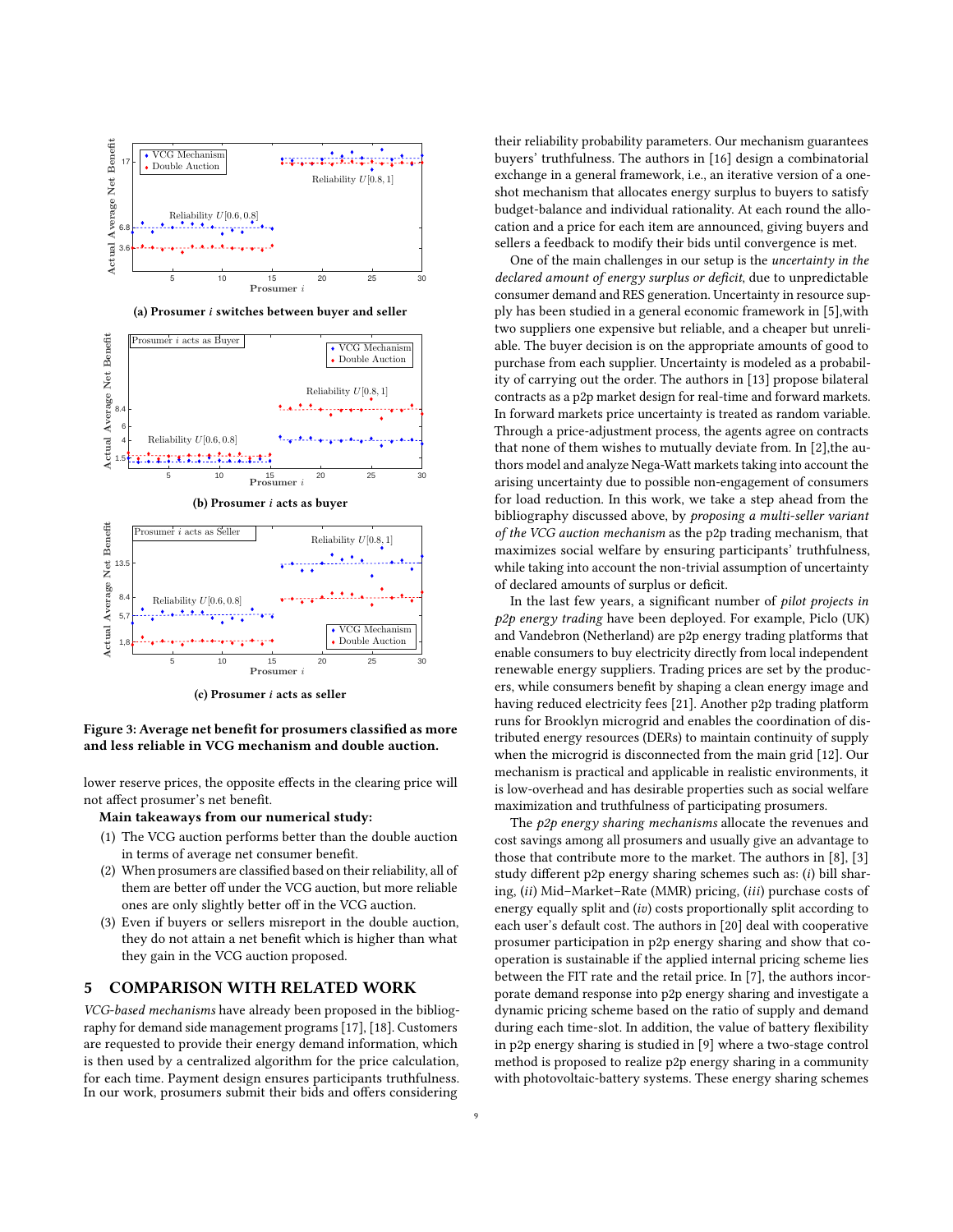(a) Prosumer $i$ switches between buyer and seller

(b) Prosumer $i$ acts as buyer

(c) Prosumer $i$ acts as seller

**Figure 3: Average net benefit for prosumers classified as more and less reliable in VCG mechanism and double auction.**

lower reserve prices, the opposite effects in the clearing price will not affect prosumer's net benefit.

**Main takeaways from our numerical study:**

1. The VCG auction performs better than the double auction in terms of average net consumer benefit.
2. When prosumers are classified based on their reliability, all of them are better off under the VCG auction, but more reliable ones are only slightly better off in the VCG auction.
3. Even if buyers or sellers misreport in the double auction, they do not attain a net benefit which is higher than what they gain in the VCG auction proposed.

## 5 COMPARISON WITH RELATED WORK

*VCG-based mechanisms* have already been proposed in the bibliography for demand side management programs [17], [18]. Customers are requested to provide their energy demand information, which is then used by a centralized algorithm for the price calculation, for each time. Payment design ensures participants truthfulness. In our work, prosumers submit their bids and offers considering their reliability probability parameters. Our mechanism guarantees buyers' truthfulness. The authors in [16] design a combinatorial exchange in a general framework, i.e., an iterative version of a one-shot mechanism that allocates energy surplus to buyers to satisfy budget-balance and individual rationality. At each round the allocation and a price for each item are announced, giving buyers and sellers a feedback to modify their bids until convergence is met.

One of the main challenges in our setup is the *uncertainty in the declared amount of energy surplus or deficit*, due to unpredictable consumer demand and RES generation. Uncertainty in resource supply has been studied in a general economic framework in [5],with two suppliers one expensive but reliable, and a cheaper but unreliable. The buyer decision is on the appropriate amounts of good to purchase from each supplier. Uncertainty is modeled as a probability of carrying out the order. The authors in [13] propose bilateral contracts as a p2p market design for real-time and forward markets. In forward markets price uncertainty is treated as random variable. Through a price-adjustment process, the agents agree on contracts that none of them wishes to mutually deviate from. In [2],the authors model and analyze Nega-Watt markets taking into account the arising uncertainty due to possible non-engagement of consumers for load reduction. In this work, we take a step ahead from the bibliography discussed above, by *proposing a multi-seller variant of the VCG auction mechanism* as the p2p trading mechanism, that maximizes social welfare by ensuring participants' truthfulness, while taking into account the non-trivial assumption of uncertainty of declared amounts of surplus or deficit.

In the last few years, a significant number of *pilot projects in p2p energy trading* have been deployed. For example, Piclo (UK) and Vandebron (Netherland) are p2p energy trading platforms that enable consumers to buy electricity directly from local independent renewable energy suppliers. Trading prices are set by the producers, while consumers benefit by shaping a clean energy image and having reduced electricity fees [21]. Another p2p trading platform runs for Brooklyn microgrid and enables the coordination of distributed energy resources (DERs) to maintain continuity of supply when the microgrid is disconnected from the main grid [12]. Our mechanism is practical and applicable in realistic environments, it is low-overhead and has desirable properties such as social welfare maximization and truthfulness of participating prosumers.

The *p2p energy sharing mechanisms* allocate the revenues and cost savings among all prosumers and usually give an advantage to those that contribute more to the market. The authors in [8], [3] study different p2p energy sharing schemes such as: (*i*) bill sharing, (*ii*) Mid–Market–Rate (MMR) pricing, (*iii*) purchase costs of energy equally split and (*iv*) costs proportionally split according to each user's default cost. The authors in [20] deal with cooperative prosumer participation in p2p energy sharing and show that cooperation is sustainable if the applied internal pricing scheme lies between the FIT rate and the retail price. In [7], the authors incorporate demand response into p2p energy sharing and investigate a dynamic pricing scheme based on the ratio of supply and demand during each time-slot. In addition, the value of battery flexibility in p2p energy sharing is studied in [9] where a two-stage control method is proposed to realize p2p energy sharing in a community with photovoltaic-battery systems. These energy sharing schemes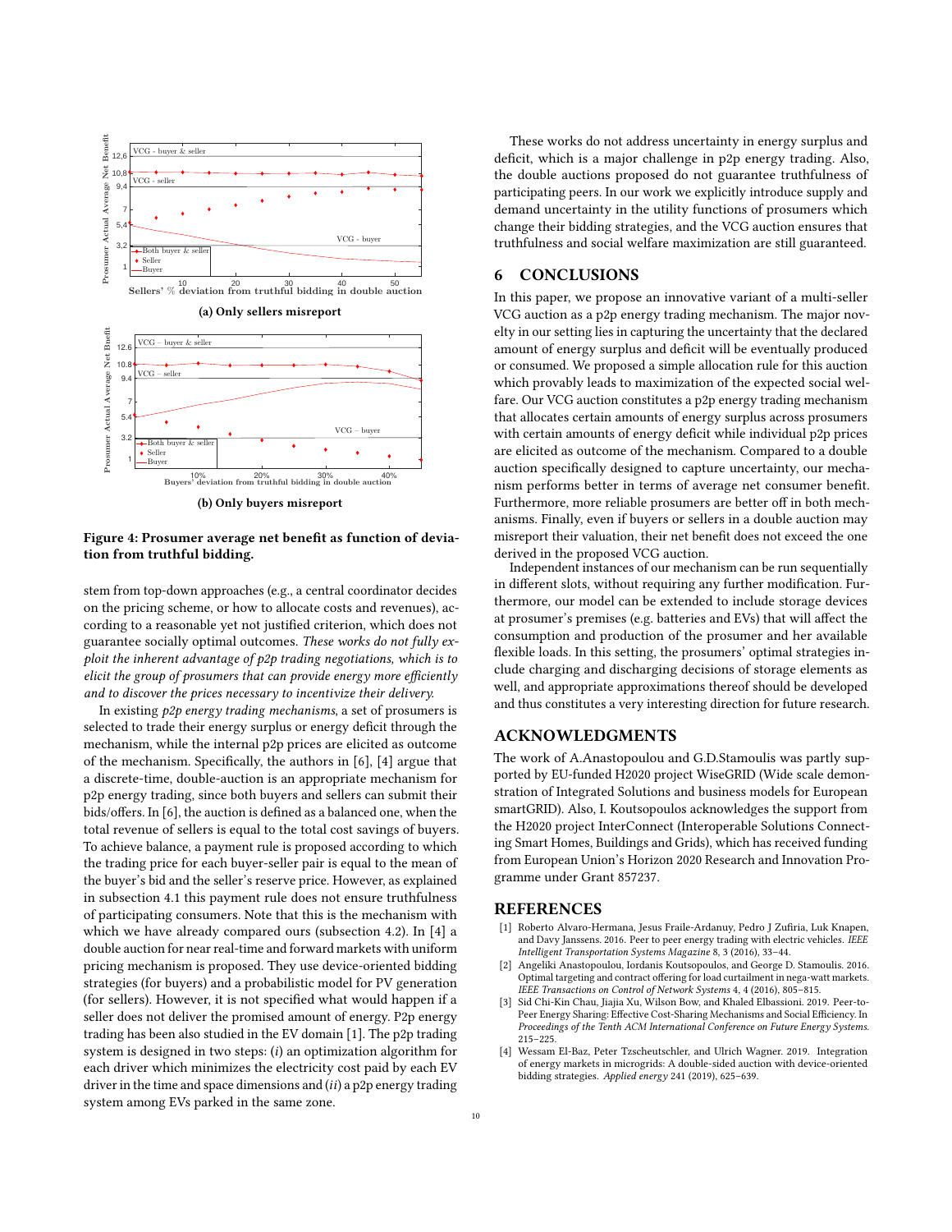(a) Only sellers misreport

(b) Only buyers misreport

**Figure 4: Prosumer average net benefit as function of deviation from truthful bidding.**

stem from top-down approaches (e.g., a central coordinator decides on the pricing scheme, or how to allocate costs and revenues), according to a reasonable yet not justified criterion, which does not guarantee socially optimal outcomes. *These works do not fully exploit the inherent advantage of p2p trading negotiations, which is to elicit the group of prosumers that can provide energy more efficiently and to discover the prices necessary to incentivize their delivery.*

In existing *p2p energy trading mechanisms*, a set of prosumers is selected to trade their energy surplus or energy deficit through the mechanism, while the internal p2p prices are elicited as outcome of the mechanism. Specifically, the authors in [6], [4] argue that a discrete-time, double-auction is an appropriate mechanism for p2p energy trading, since both buyers and sellers can submit their bids/offers. In [6], the auction is defined as a balanced one, when the total revenue of sellers is equal to the total cost savings of buyers. To achieve balance, a payment rule is proposed according to which the trading price for each buyer-seller pair is equal to the mean of the buyer's bid and the seller's reserve price. However, as explained in subsection 4.1 this payment rule does not ensure truthfulness of participating consumers. Note that this is the mechanism with which we have already compared ours (subsection 4.2). In [4] a double auction for near real-time and forward markets with uniform pricing mechanism is proposed. They use device-oriented bidding strategies (for buyers) and a probabilistic model for PV generation (for sellers). However, it is not specified what would happen if a seller does not deliver the promised amount of energy. P2p energy trading has been also studied in the EV domain [1]. The p2p trading system is designed in two steps: (*i*) an optimization algorithm for each driver which minimizes the electricity cost paid by each EV driver in the time and space dimensions and (*ii*) a p2p energy trading system among EVs parked in the same zone.

These works do not address uncertainty in energy surplus and deficit, which is a major challenge in p2p energy trading. Also, the double auctions proposed do not guarantee truthfulness of participating peers. In our work we explicitly introduce supply and demand uncertainty in the utility functions of prosumers which change their bidding strategies, and the VCG auction ensures that truthfulness and social welfare maximization are still guaranteed.

## 6 CONCLUSIONS

In this paper, we propose an innovative variant of a multi-seller VCG auction as a p2p energy trading mechanism. The major novelty in our setting lies in capturing the uncertainty that the declared amount of energy surplus and deficit will be eventually produced or consumed. We proposed a simple allocation rule for this auction which provably leads to maximization of the expected social welfare. Our VCG auction constitutes a p2p energy trading mechanism that allocates certain amounts of energy surplus across prosumers with certain amounts of energy deficit while individual p2p prices are elicited as outcome of the mechanism. Compared to a double auction specifically designed to capture uncertainty, our mechanism performs better in terms of average net consumer benefit. Furthermore, more reliable prosumers are better off in both mechanisms. Finally, even if buyers or sellers in a double auction may misreport their valuation, their net benefit does not exceed the one derived in the proposed VCG auction.

Independent instances of our mechanism can be run sequentially in different slots, without requiring any further modification. Furthermore, our model can be extended to include storage devices at prosumer's premises (e.g. batteries and EVs) that will affect the consumption and production of the prosumer and her available flexible loads. In this setting, the prosumers' optimal strategies include charging and discharging decisions of storage elements as well, and appropriate approximations thereof should be developed and thus constitutes a very interesting direction for future research.

## ACKNOWLEDGMENTS

The work of A.Anastopoulou and G.D.Stamoulis was partly supported by EU-funded H2020 project WiseGRID (Wide scale demonstration of Integrated Solutions and business models for European smartGRID). Also, I. Koutsopoulos acknowledges the support from the H2020 project InterConnect (Interoperable Solutions Connecting Smart Homes, Buildings and Grids), which has received funding from European Union's Horizon 2020 Research and Innovation Programme under Grant 857237.

## REFERENCES

[1] Roberto Alvaro-Hermana, Jesus Fraile-Ardanuy, Pedro J Zufiria, Luk Knapen, and Davy Janssens. 2016. Peer to peer energy trading with electric vehicles. *IEEE Intelligent Transportation Systems Magazine* 8, 3 (2016), 33–44.

[2] Angeliki Anastopoulou, Iordanis Koutsopoulos, and George D. Stamoulis. 2016. Optimal targeting and contract offering for load curtailment in nega-watt markets. *IEEE Transactions on Control of Network Systems* 4, 4 (2016), 805–815.

[3] Sid Chi-Kin Chau, Jiajia Xu, Wilson Bow, and Khaled Elbassioni. 2019. Peer-to-Peer Energy Sharing: Effective Cost-Sharing Mechanisms and Social Efficiency. In *Proceedings of the Tenth ACM International Conference on Future Energy Systems*. 215–225.

[4] Wessam El-Baz, Peter Tzscheutschler, and Ulrich Wagner. 2019. Integration of energy markets in microgrids: A double-sided auction with device-oriented bidding strategies. *Applied energy* 241 (2019), 625–639.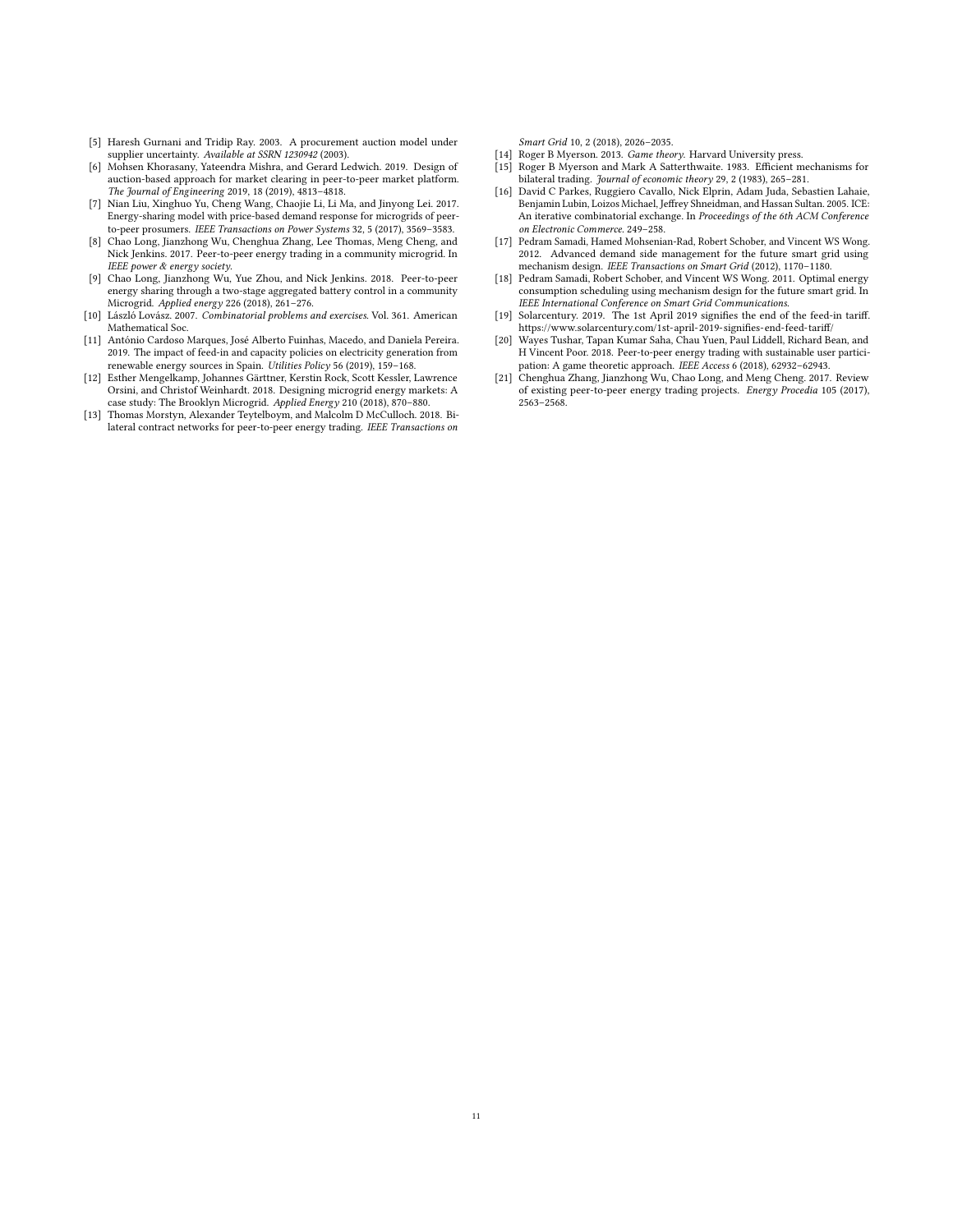- [5] Haresh Gurnani and Tridip Ray. 2003. A procurement auction model under supplier uncertainty. *Available at SSRN 1230942* (2003).
- [6] Mohsen Khorasany, Yateendra Mishra, and Gerard Ledwich. 2019. Design of auction-based approach for market clearing in peer-to-peer market platform. *The Journal of Engineering* 2019, 18 (2019), 4813–4818.
- [7] Nian Liu, Xinghuo Yu, Cheng Wang, Chaojie Li, Li Ma, and Jinyong Lei. 2017. Energy-sharing model with price-based demand response for microgrids of peer-to-peer prosumers. *IEEE Transactions on Power Systems* 32, 5 (2017), 3569–3583.
- [8] Chao Long, Jianzhong Wu, Chenghua Zhang, Lee Thomas, Meng Cheng, and Nick Jenkins. 2017. Peer-to-peer energy trading in a community microgrid. In *IEEE power & energy society*.
- [9] Chao Long, Jianzhong Wu, Yue Zhou, and Nick Jenkins. 2018. Peer-to-peer energy sharing through a two-stage aggregated battery control in a community Microgrid. *Applied energy* 226 (2018), 261–276.
- [10] László Lovász. 2007. *Combinatorial problems and exercises*. Vol. 361. American Mathematical Soc.
- [11] António Cardoso Marques, José Alberto Fuinhas, Macedo, and Daniela Pereira. 2019. The impact of feed-in and capacity policies on electricity generation from renewable energy sources in Spain. *Utilities Policy* 56 (2019), 159–168.
- [12] Esther Mengelkamp, Johannes Gärttner, Kerstin Rock, Scott Kessler, Lawrence Orsini, and Christof Weinhardt. 2018. Designing microgrid energy markets: A case study: The Brooklyn Microgrid. *Applied Energy* 210 (2018), 870–880.
- [13] Thomas Morstyn, Alexander Teytelboym, and Malcolm D McCulloch. 2018. Bilateral contract networks for peer-to-peer energy trading. *IEEE Transactions on Smart Grid* 10, 2 (2018), 2026–2035.
- [14] Roger B Myerson. 2013. *Game theory*. Harvard University press.
- [15] Roger B Myerson and Mark A Satterthwaite. 1983. Efficient mechanisms for bilateral trading. *Journal of economic theory* 29, 2 (1983), 265–281.
- [16] David C Parkes, Ruggiero Cavallo, Nick Elprin, Adam Juda, Sebastien Lahaie, Benjamin Lubin, Loizos Michael, Jeffrey Shneidman, and Hassan Sultan. 2005. ICE: An iterative combinatorial exchange. In *Proceedings of the 6th ACM Conference on Electronic Commerce*. 249–258.
- [17] Pedram Samadi, Hamed Mohsenian-Rad, Robert Schober, and Vincent WS Wong. 2012. Advanced demand side management for the future smart grid using mechanism design. *IEEE Transactions on Smart Grid* (2012), 1170–1180.
- [18] Pedram Samadi, Robert Schober, and Vincent WS Wong. 2011. Optimal energy consumption scheduling using mechanism design for the future smart grid. In *IEEE International Conference on Smart Grid Communications*.
- [19] Solarcentury. 2019. The 1st April 2019 signifies the end of the feed-in tariff. https://www.solarcentury.com/1st-april-2019-signifies-end-feed-tariff/
- [20] Wayes Tushar, Tapan Kumar Saha, Chau Yuen, Paul Liddell, Richard Bean, and H Vincent Poor. 2018. Peer-to-peer energy trading with sustainable user participation: A game theoretic approach. *IEEE Access* 6 (2018), 62932–62943.
- [21] Chenghua Zhang, Jianzhong Wu, Chao Long, and Meng Cheng. 2017. Review of existing peer-to-peer energy trading projects. *Energy Procedia* 105 (2017), 2563–2568.